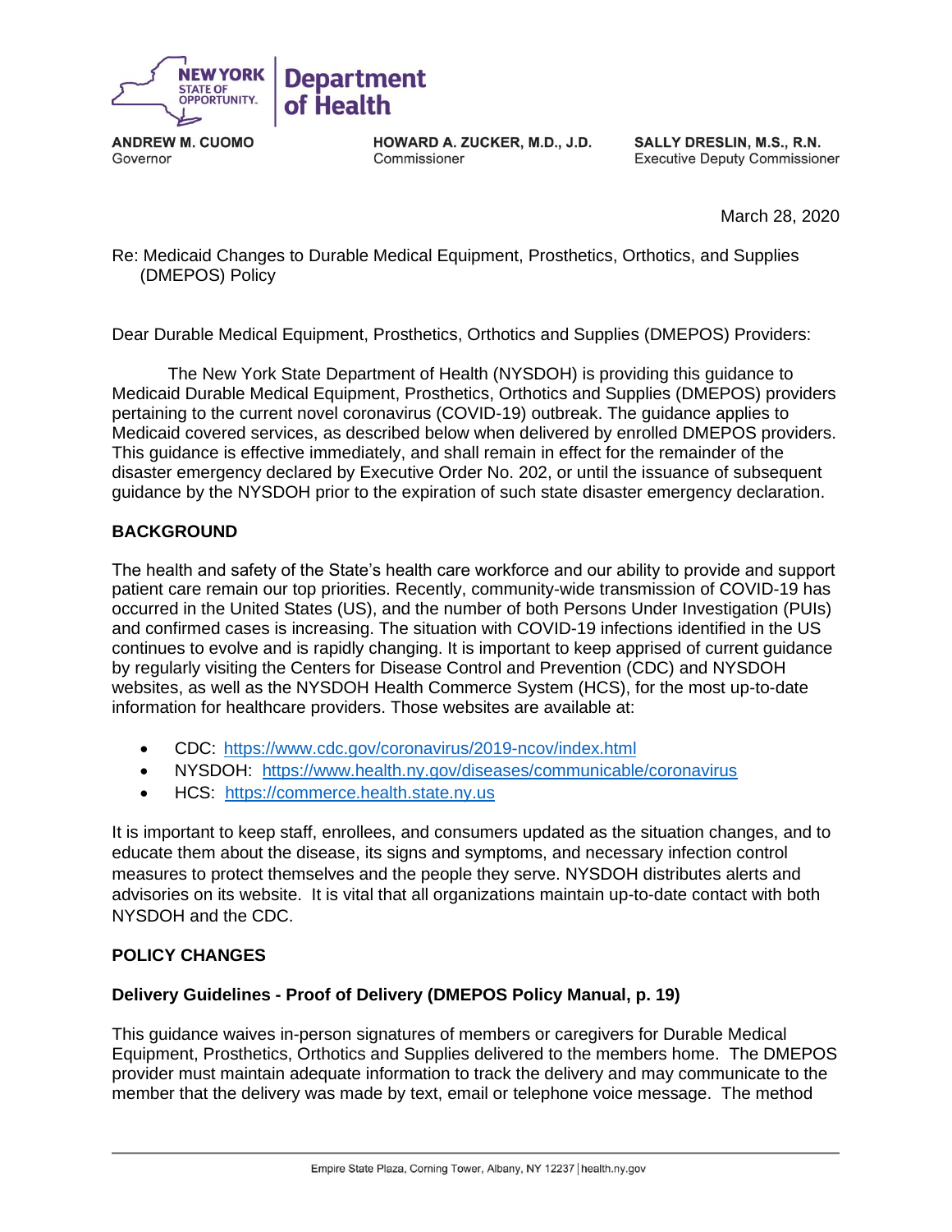**NEW YORK STATE OF OPPORTUNITY** | **Department of Health**

**ANDREW M. CUOMO**
Governor

**HOWARD A. ZUCKER, M.D., J.D.**
Commissioner

**SALLY DRESLIN, M.S., R.N.**
Executive Deputy Commissioner

March 28, 2020

Re: Medicaid Changes to Durable Medical Equipment, Prosthetics, Orthotics, and Supplies (DMEPOS) Policy

Dear Durable Medical Equipment, Prosthetics, Orthotics and Supplies (DMEPOS) Providers:

The New York State Department of Health (NYSDOH) is providing this guidance to Medicaid Durable Medical Equipment, Prosthetics, Orthotics and Supplies (DMEPOS) providers pertaining to the current novel coronavirus (COVID-19) outbreak. The guidance applies to Medicaid covered services, as described below when delivered by enrolled DMEPOS providers. This guidance is effective immediately, and shall remain in effect for the remainder of the disaster emergency declared by Executive Order No. 202, or until the issuance of subsequent guidance by the NYSDOH prior to the expiration of such state disaster emergency declaration.

## BACKGROUND

The health and safety of the State's health care workforce and our ability to provide and support patient care remain our top priorities. Recently, community-wide transmission of COVID-19 has occurred in the United States (US), and the number of both Persons Under Investigation (PUIs) and confirmed cases is increasing. The situation with COVID-19 infections identified in the US continues to evolve and is rapidly changing. It is important to keep apprised of current guidance by regularly visiting the Centers for Disease Control and Prevention (CDC) and NYSDOH websites, as well as the NYSDOH Health Commerce System (HCS), for the most up-to-date information for healthcare providers. Those websites are available at:

- CDC: https://www.cdc.gov/coronavirus/2019-ncov/index.html
- NYSDOH: https://www.health.ny.gov/diseases/communicable/coronavirus
- HCS: https://commerce.health.state.ny.us

It is important to keep staff, enrollees, and consumers updated as the situation changes, and to educate them about the disease, its signs and symptoms, and necessary infection control measures to protect themselves and the people they serve. NYSDOH distributes alerts and advisories on its website. It is vital that all organizations maintain up-to-date contact with both NYSDOH and the CDC.

## POLICY CHANGES

### Delivery Guidelines - Proof of Delivery (DMEPOS Policy Manual, p. 19)

This guidance waives in-person signatures of members or caregivers for Durable Medical Equipment, Prosthetics, Orthotics and Supplies delivered to the members home. The DMEPOS provider must maintain adequate information to track the delivery and may communicate to the member that the delivery was made by text, email or telephone voice message. The method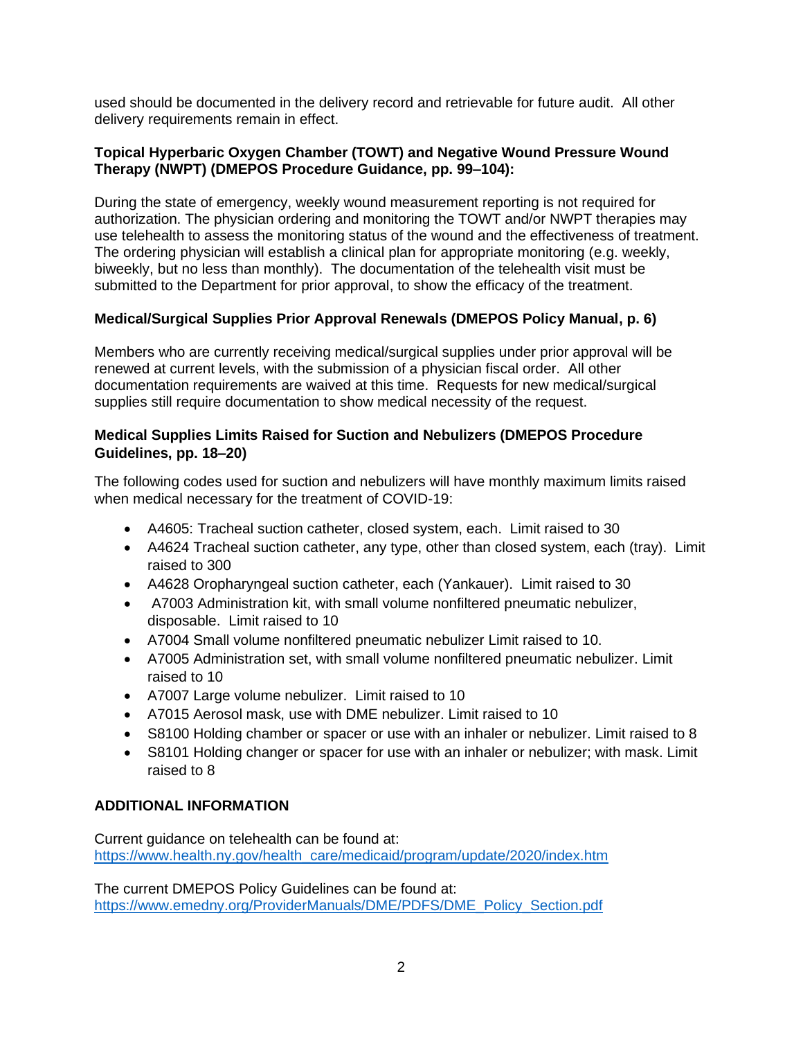used should be documented in the delivery record and retrievable for future audit. All other delivery requirements remain in effect.

**Topical Hyperbaric Oxygen Chamber (TOWT) and Negative Wound Pressure Wound Therapy (NWPT) (DMEPOS Procedure Guidance, pp. 99–104):**

During the state of emergency, weekly wound measurement reporting is not required for authorization. The physician ordering and monitoring the TOWT and/or NWPT therapies may use telehealth to assess the monitoring status of the wound and the effectiveness of treatment. The ordering physician will establish a clinical plan for appropriate monitoring (e.g. weekly, biweekly, but no less than monthly). The documentation of the telehealth visit must be submitted to the Department for prior approval, to show the efficacy of the treatment.

**Medical/Surgical Supplies Prior Approval Renewals (DMEPOS Policy Manual, p. 6)**

Members who are currently receiving medical/surgical supplies under prior approval will be renewed at current levels, with the submission of a physician fiscal order. All other documentation requirements are waived at this time. Requests for new medical/surgical supplies still require documentation to show medical necessity of the request.

**Medical Supplies Limits Raised for Suction and Nebulizers (DMEPOS Procedure Guidelines, pp. 18–20)**

The following codes used for suction and nebulizers will have monthly maximum limits raised when medical necessary for the treatment of COVID-19:

- A4605: Tracheal suction catheter, closed system, each. Limit raised to 30
- A4624 Tracheal suction catheter, any type, other than closed system, each (tray). Limit raised to 300
- A4628 Oropharyngeal suction catheter, each (Yankauer). Limit raised to 30
- A7003 Administration kit, with small volume nonfiltered pneumatic nebulizer, disposable. Limit raised to 10
- A7004 Small volume nonfiltered pneumatic nebulizer Limit raised to 10.
- A7005 Administration set, with small volume nonfiltered pneumatic nebulizer. Limit raised to 10
- A7007 Large volume nebulizer. Limit raised to 10
- A7015 Aerosol mask, use with DME nebulizer. Limit raised to 10
- S8100 Holding chamber or spacer or use with an inhaler or nebulizer. Limit raised to 8
- S8101 Holding changer or spacer for use with an inhaler or nebulizer; with mask. Limit raised to 8

**ADDITIONAL INFORMATION**

Current guidance on telehealth can be found at:
https://www.health.ny.gov/health_care/medicaid/program/update/2020/index.htm

The current DMEPOS Policy Guidelines can be found at:
https://www.emedny.org/ProviderManuals/DME/PDFS/DME_Policy_Section.pdf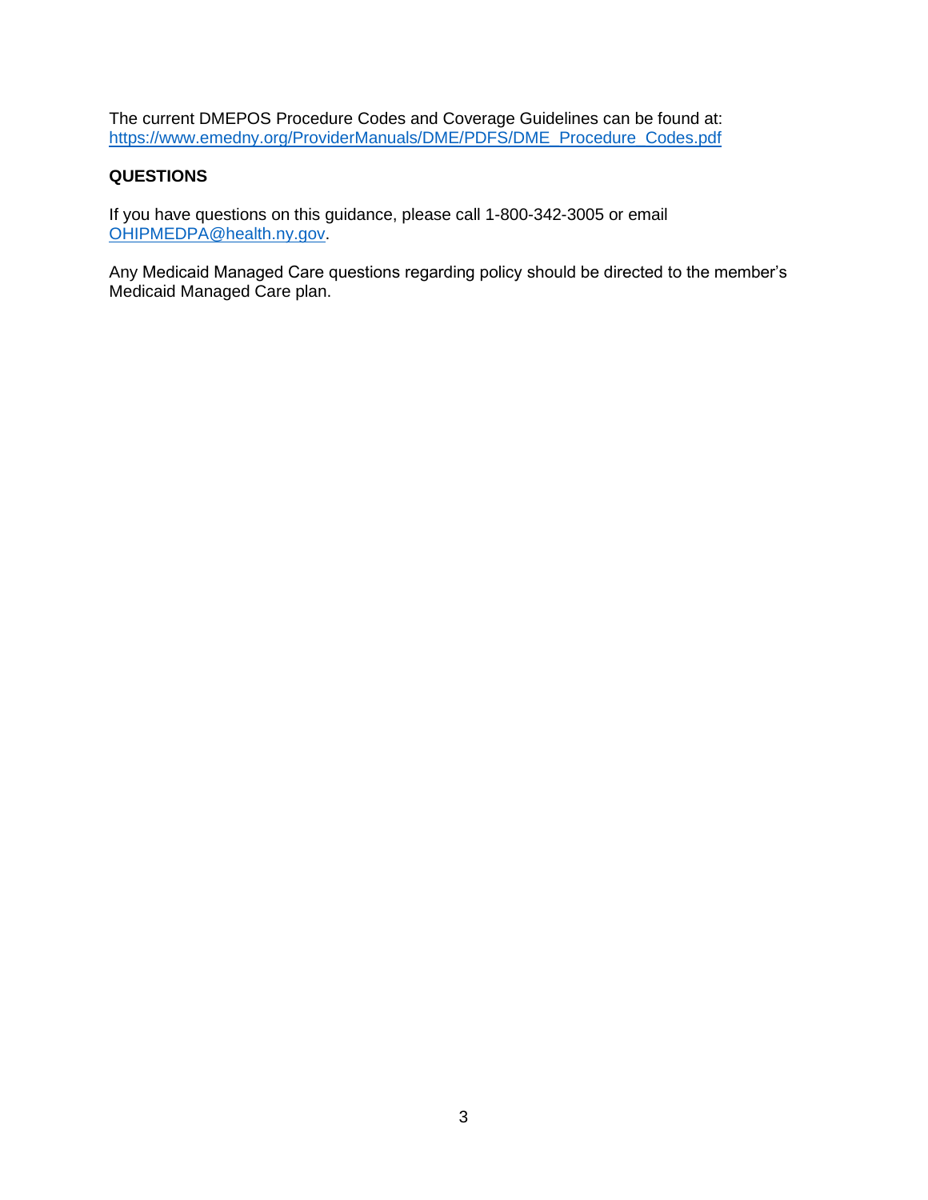The current DMEPOS Procedure Codes and Coverage Guidelines can be found at: [https://www.emedny.org/ProviderManuals/DME/PDFS/DME_Procedure_Codes.pdf](https://www.emedny.org/ProviderManuals/DME/PDFS/DME_Procedure_Codes.pdf)

**QUESTIONS**

If you have questions on this guidance, please call 1-800-342-3005 or email [OHIPMEDPA@health.ny.gov](mailto:OHIPMEDPA@health.ny.gov).

Any Medicaid Managed Care questions regarding policy should be directed to the member's Medicaid Managed Care plan.